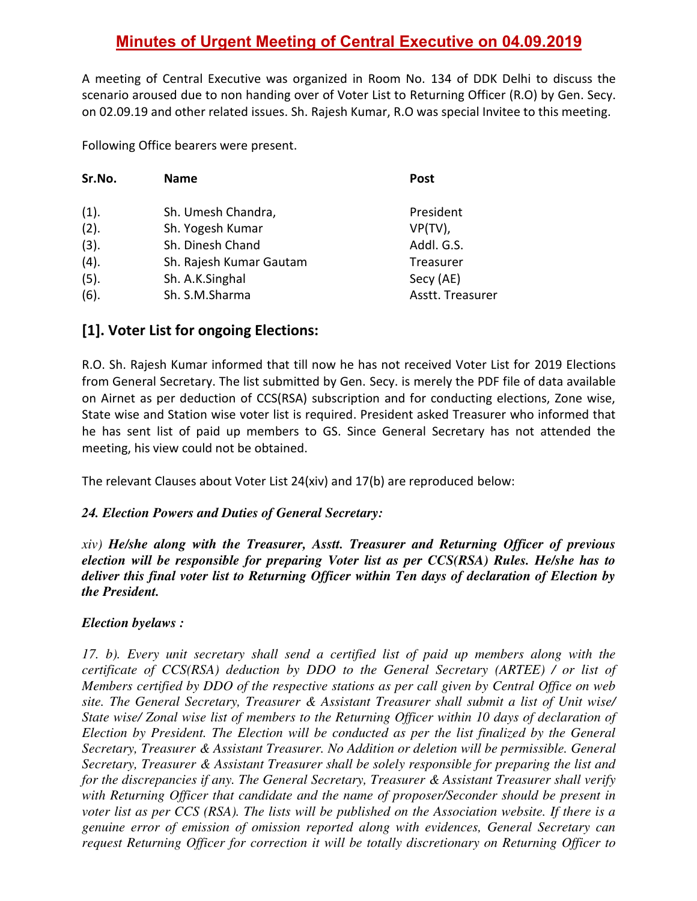# Minutes of Urgent Meeting of Central Executive on 04.09.2019

A meeting of Central Executive was organized in Room No. 134 of DDK Delhi to discuss the scenario aroused due to non handing over of Voter List to Returning Officer (R.O) by Gen. Secy. on 02.09.19 and other related issues. Sh. Rajesh Kumar, R.O was special Invitee to this meeting.

Following Office bearers were present.

| Sr.No. | Name | Post |
|---|---|---|
| (1). | Sh. Umesh Chandra, | President |
| (2). | Sh. Yogesh Kumar | VP(TV), |
| (3). | Sh. Dinesh Chand | Addl. G.S. |
| (4). | Sh. Rajesh Kumar Gautam | Treasurer |
| (5). | Sh. A.K.Singhal | Secy (AE) |
| (6). | Sh. S.M.Sharma | Asstt. Treasurer |

## [1]. Voter List for ongoing Elections:

R.O. Sh. Rajesh Kumar informed that till now he has not received Voter List for 2019 Elections from General Secretary. The list submitted by Gen. Secy. is merely the PDF file of data available on Airnet as per deduction of CCS(RSA) subscription and for conducting elections, Zone wise, State wise and Station wise voter list is required. President asked Treasurer who informed that he has sent list of paid up members to GS. Since General Secretary has not attended the meeting, his view could not be obtained.

The relevant Clauses about Voter List 24(xiv) and 17(b) are reproduced below:

***24. Election Powers and Duties of General Secretary:***

*xiv)* ***He/she along with the Treasurer, Asstt. Treasurer and Returning Officer of previous election will be responsible for preparing Voter list as per CCS(RSA) Rules. He/she has to deliver this final voter list to Returning Officer within Ten days of declaration of Election by the President.***

***Election byelaws :***

*17. b). Every unit secretary shall send a certified list of paid up members along with the certificate of CCS(RSA) deduction by DDO to the General Secretary (ARTEE) / or list of Members certified by DDO of the respective stations as per call given by Central Office on web site. The General Secretary, Treasurer & Assistant Treasurer shall submit a list of Unit wise/ State wise/ Zonal wise list of members to the Returning Officer within 10 days of declaration of Election by President. The Election will be conducted as per the list finalized by the General Secretary, Treasurer & Assistant Treasurer. No Addition or deletion will be permissible. General Secretary, Treasurer & Assistant Treasurer shall be solely responsible for preparing the list and for the discrepancies if any. The General Secretary, Treasurer & Assistant Treasurer shall verify with Returning Officer that candidate and the name of proposer/Seconder should be present in voter list as per CCS (RSA). The lists will be published on the Association website. If there is a genuine error of emission of omission reported along with evidences, General Secretary can request Returning Officer for correction it will be totally discretionary on Returning Officer to*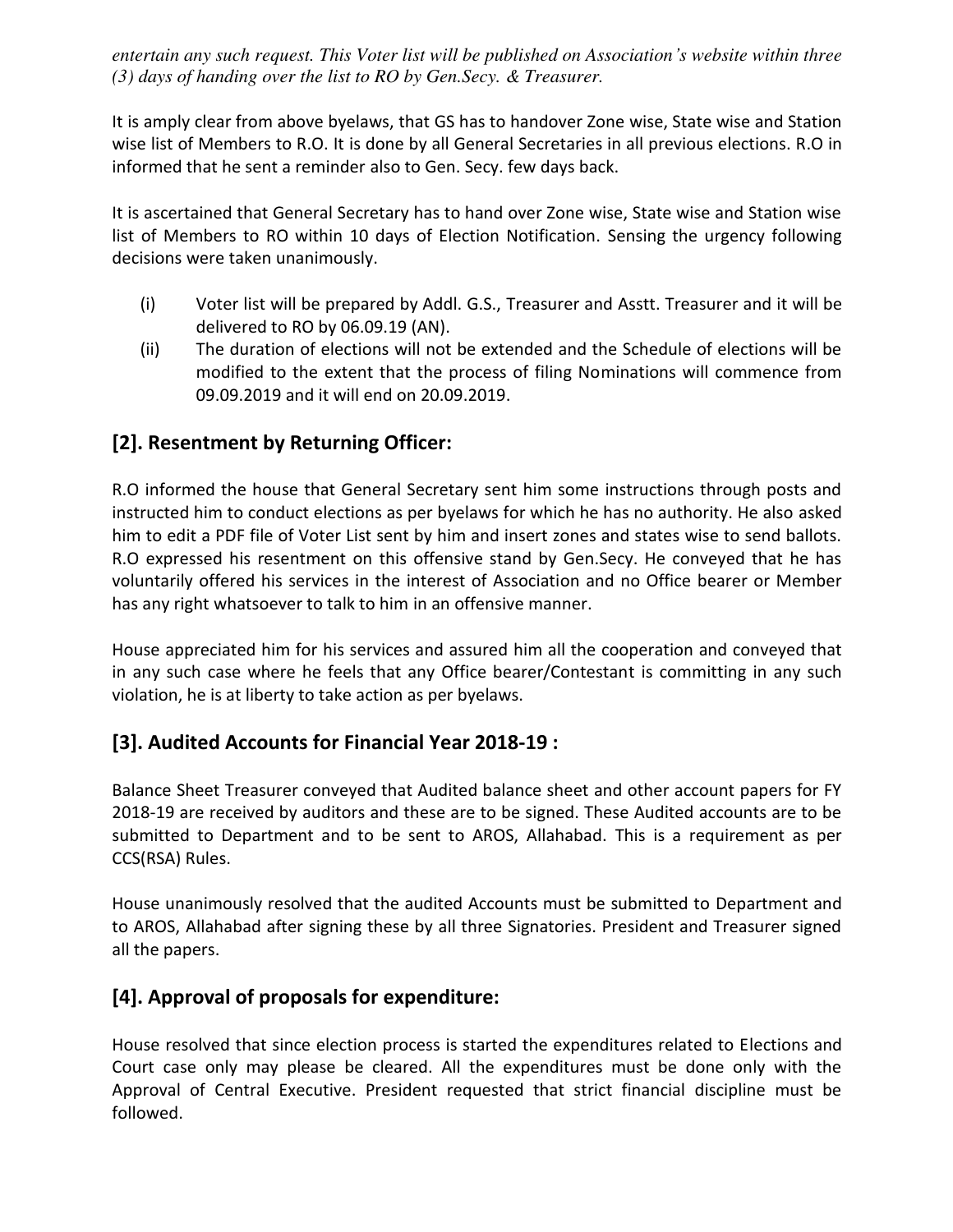*entertain any such request. This Voter list will be published on Association's website within three (3) days of handing over the list to RO by Gen.Secy. & Treasurer.*

It is amply clear from above byelaws, that GS has to handover Zone wise, State wise and Station wise list of Members to R.O. It is done by all General Secretaries in all previous elections. R.O in informed that he sent a reminder also to Gen. Secy. few days back.

It is ascertained that General Secretary has to hand over Zone wise, State wise and Station wise list of Members to RO within 10 days of Election Notification. Sensing the urgency following decisions were taken unanimously.

(i) Voter list will be prepared by Addl. G.S., Treasurer and Asstt. Treasurer and it will be delivered to RO by 06.09.19 (AN).

(ii) The duration of elections will not be extended and the Schedule of elections will be modified to the extent that the process of filing Nominations will commence from 09.09.2019 and it will end on 20.09.2019.

## [2]. Resentment by Returning Officer:

R.O informed the house that General Secretary sent him some instructions through posts and instructed him to conduct elections as per byelaws for which he has no authority. He also asked him to edit a PDF file of Voter List sent by him and insert zones and states wise to send ballots. R.O expressed his resentment on this offensive stand by Gen.Secy. He conveyed that he has voluntarily offered his services in the interest of Association and no Office bearer or Member has any right whatsoever to talk to him in an offensive manner.

House appreciated him for his services and assured him all the cooperation and conveyed that in any such case where he feels that any Office bearer/Contestant is committing in any such violation, he is at liberty to take action as per byelaws.

## [3]. Audited Accounts for Financial Year 2018-19 :

Balance Sheet Treasurer conveyed that Audited balance sheet and other account papers for FY 2018-19 are received by auditors and these are to be signed. These Audited accounts are to be submitted to Department and to be sent to AROS, Allahabad. This is a requirement as per CCS(RSA) Rules.

House unanimously resolved that the audited Accounts must be submitted to Department and to AROS, Allahabad after signing these by all three Signatories. President and Treasurer signed all the papers.

## [4]. Approval of proposals for expenditure:

House resolved that since election process is started the expenditures related to Elections and Court case only may please be cleared. All the expenditures must be done only with the Approval of Central Executive. President requested that strict financial discipline must be followed.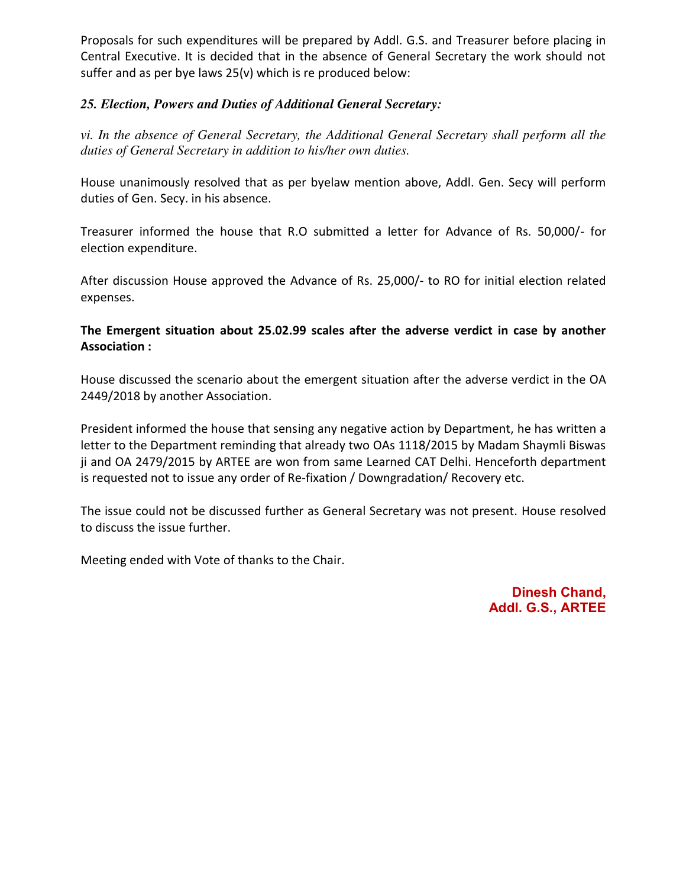Proposals for such expenditures will be prepared by Addl. G.S. and Treasurer before placing in Central Executive. It is decided that in the absence of General Secretary the work should not suffer and as per bye laws 25(v) which is re produced below:

***25. Election, Powers and Duties of Additional General Secretary:***

*vi. In the absence of General Secretary, the Additional General Secretary shall perform all the duties of General Secretary in addition to his/her own duties.*

House unanimously resolved that as per byelaw mention above, Addl. Gen. Secy will perform duties of Gen. Secy. in his absence.

Treasurer informed the house that R.O submitted a letter for Advance of Rs. 50,000/- for election expenditure.

After discussion House approved the Advance of Rs. 25,000/- to RO for initial election related expenses.

**The Emergent situation about 25.02.99 scales after the adverse verdict in case by another Association :**

House discussed the scenario about the emergent situation after the adverse verdict in the OA 2449/2018 by another Association.

President informed the house that sensing any negative action by Department, he has written a letter to the Department reminding that already two OAs 1118/2015 by Madam Shaymli Biswas ji and OA 2479/2015 by ARTEE are won from same Learned CAT Delhi. Henceforth department is requested not to issue any order of Re-fixation / Downgradation/ Recovery etc.

The issue could not be discussed further as General Secretary was not present. House resolved to discuss the issue further.

Meeting ended with Vote of thanks to the Chair.

**Dinesh Chand,**
**Addl. G.S., ARTEE**